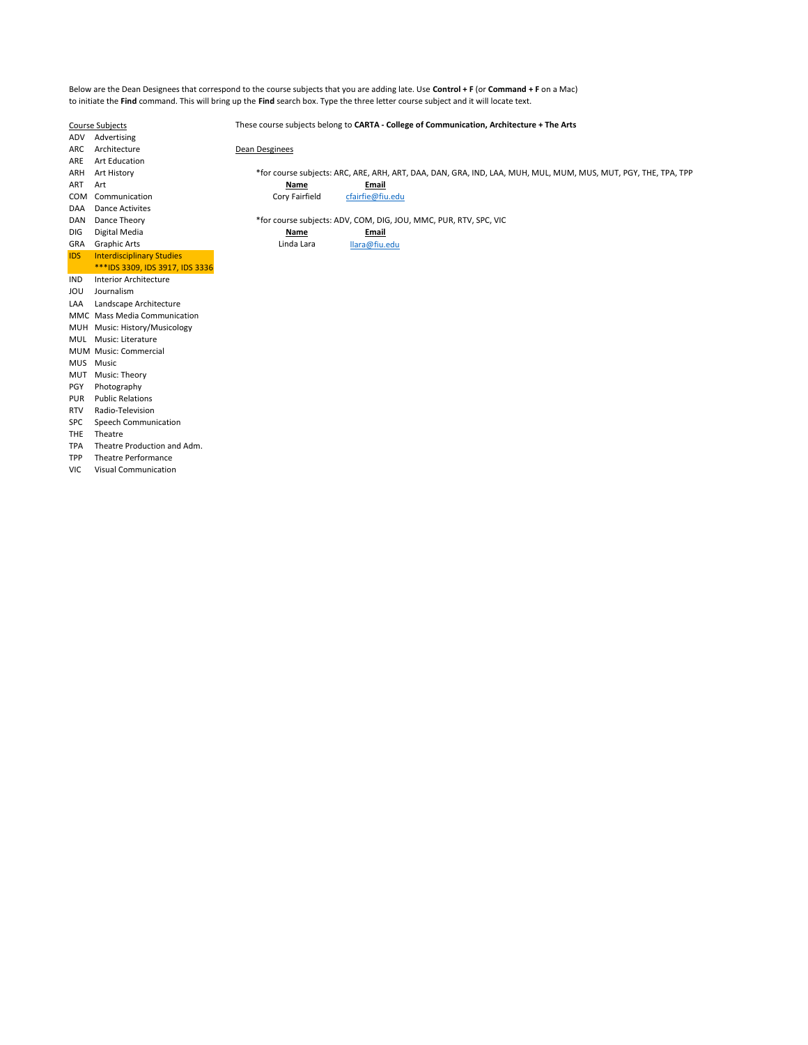Below are the Dean Designees that correspond to the course subjects that you are adding late. Use **Control + F** (or **Command + F** on a Mac) to initiate the **Find** command. This will bring up the **Find** search box. Type the three letter course subject and it will locate text.

These course subjects belong to **CARTA - College of Communication, Architecture + The Arts**

**Course Subjects**

| Code | Subject |
|---|---|
| ADV | Advertising |
| ARC | Architecture |
| ARE | Art Education |
| ARH | Art History |
| ART | Art |
| COM | Communication |
| DAA | Dance Activites |
| DAN | Dance Theory |
| DIG | Digital Media |
| GRA | Graphic Arts |
| IDS | Interdisciplinary Studies ***IDS 3309, IDS 3917, IDS 3336 |
| IND | Interior Architecture |
| JOU | Journalism |
| LAA | Landscape Architecture |
| MMC | Mass Media Communication |
| MUH | Music: History/Musicology |
| MUL | Music: Literature |
| MUM | Music: Commercial |
| MUS | Music |
| MUT | Music: Theory |
| PGY | Photography |
| PUR | Public Relations |
| RTV | Radio-Television |
| SPC | Speech Communication |
| THE | Theatre |
| TPA | Theatre Production and Adm. |
| TPP | Theatre Performance |
| VIC | Visual Communication |

**Dean Desginees**

*for course subjects: ARC, ARE, ARH, ART, DAA, DAN, GRA, IND, LAA, MUH, MUL, MUM, MUS, MUT, PGY, THE, TPA, TPP

| Name | Email |
|---|---|
| Cory Fairfield | cfairfie@fiu.edu |

*for course subjects: ADV, COM, DIG, JOU, MMC, PUR, RTV, SPC, VIC

| Name | Email |
|---|---|
| Linda Lara | llara@fiu.edu |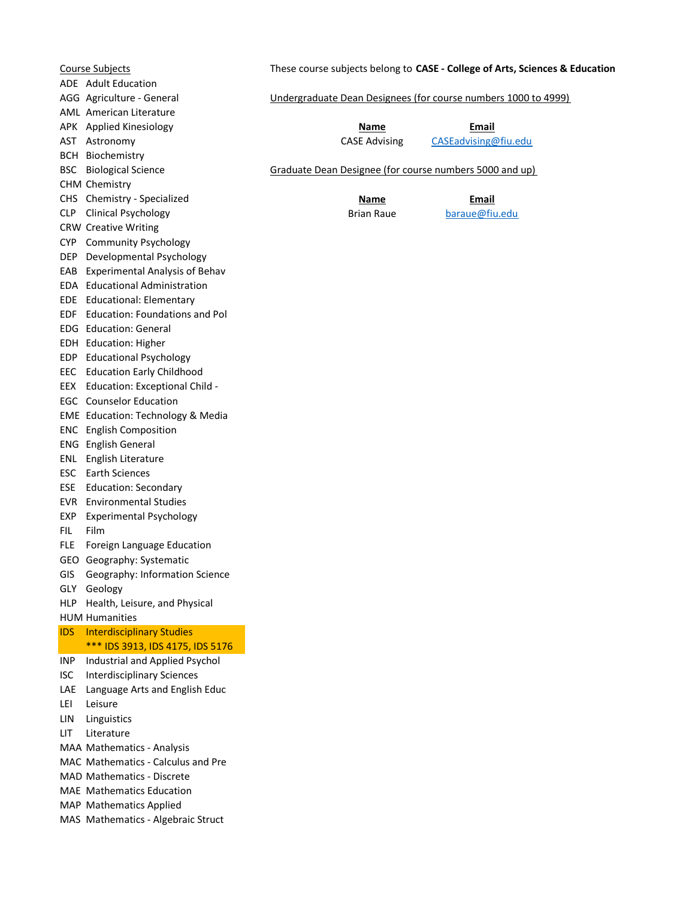Course Subjects

| Code | Subject |
|---|---|
| ADE | Adult Education |
| AGG | Agriculture - General |
| AML | American Literature |
| APK | Applied Kinesiology |
| AST | Astronomy |
| BCH | Biochemistry |
| BSC | Biological Science |
| CHM | Chemistry |
| CHS | Chemistry - Specialized |
| CLP | Clinical Psychology |
| CRW | Creative Writing |
| CYP | Community Psychology |
| DEP | Developmental Psychology |
| EAB | Experimental Analysis of Behav |
| EDA | Educational Administration |
| EDE | Educational: Elementary |
| EDF | Education: Foundations and Pol |
| EDG | Education: General |
| EDH | Education: Higher |
| EDP | Educational Psychology |
| EEC | Education Early Childhood |
| EEX | Education: Exceptional Child - |
| EGC | Counselor Education |
| EME | Education: Technology & Media |
| ENC | English Composition |
| ENG | English General |
| ENL | English Literature |
| ESC | Earth Sciences |
| ESE | Education: Secondary |
| EVR | Environmental Studies |
| EXP | Experimental Psychology |
| FIL | Film |
| FLE | Foreign Language Education |
| GEO | Geography: Systematic |
| GIS | Geography: Information Science |
| GLY | Geology |
| HLP | Health, Leisure, and Physical |
| HUM | Humanities |
| IDS | Interdisciplinary Studies *** IDS 3913, IDS 4175, IDS 5176 |
| INP | Industrial and Applied Psychol |
| ISC | Interdisciplinary Sciences |
| LAE | Language Arts and English Educ |
| LEI | Leisure |
| LIN | Linguistics |
| LIT | Literature |
| MAA | Mathematics - Analysis |
| MAC | Mathematics - Calculus and Pre |
| MAD | Mathematics - Discrete |
| MAE | Mathematics Education |
| MAP | Mathematics Applied |
| MAS | Mathematics - Algebraic Struct |

These course subjects belong to **CASE - College of Arts, Sciences & Education**

Undergraduate Dean Designees (for course numbers 1000 to 4999)

| **Name** | **Email** |
|---|---|
| CASE Advising | CASEadvising@fiu.edu |

Graduate Dean Designee (for course numbers 5000 and up)

| **Name** | **Email** |
|---|---|
| Brian Raue | baraue@fiu.edu |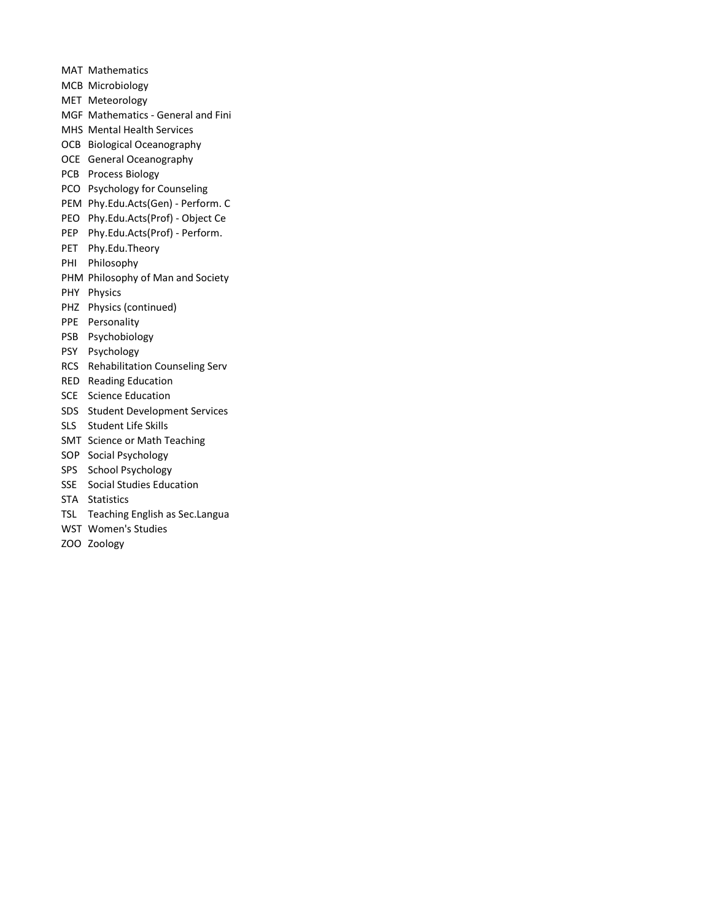| | |
|---|---|
| MAT | Mathematics |
| MCB | Microbiology |
| MET | Meteorology |
| MGF | Mathematics - General and Fini |
| MHS | Mental Health Services |
| OCB | Biological Oceanography |
| OCE | General Oceanography |
| PCB | Process Biology |
| PCO | Psychology for Counseling |
| PEM | Phy.Edu.Acts(Gen) - Perform. C |
| PEO | Phy.Edu.Acts(Prof) - Object Ce |
| PEP | Phy.Edu.Acts(Prof) - Perform. |
| PET | Phy.Edu.Theory |
| PHI | Philosophy |
| PHM | Philosophy of Man and Society |
| PHY | Physics |
| PHZ | Physics (continued) |
| PPE | Personality |
| PSB | Psychobiology |
| PSY | Psychology |
| RCS | Rehabilitation Counseling Serv |
| RED | Reading Education |
| SCE | Science Education |
| SDS | Student Development Services |
| SLS | Student Life Skills |
| SMT | Science or Math Teaching |
| SOP | Social Psychology |
| SPS | School Psychology |
| SSE | Social Studies Education |
| STA | Statistics |
| TSL | Teaching English as Sec.Langua |
| WST | Women's Studies |
| ZOO | Zoology |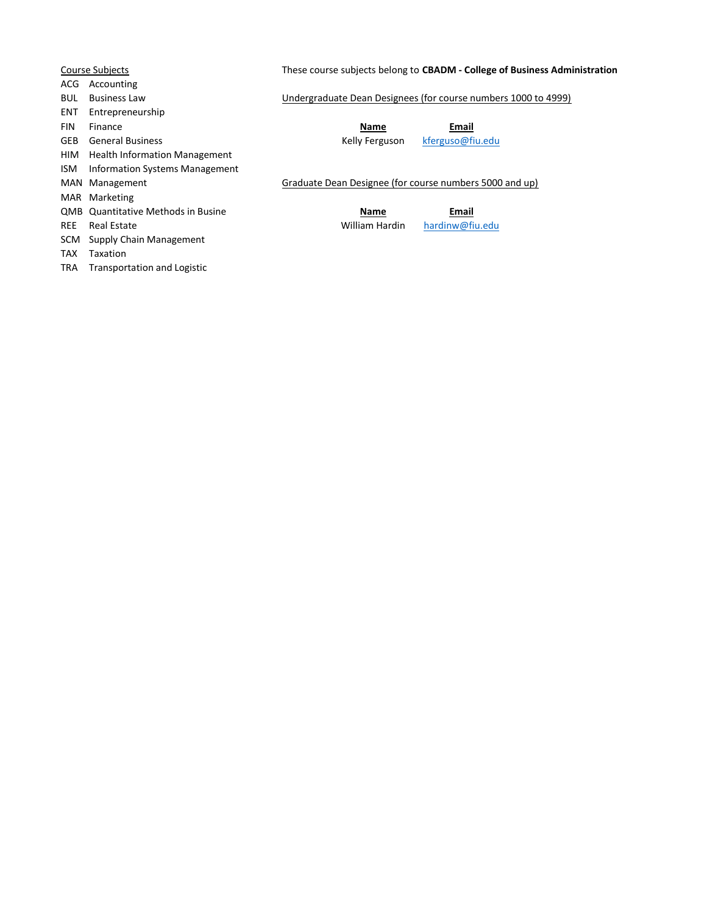Course Subjects

| | |
|---|---|
| ACG | Accounting |
| BUL | Business Law |
| ENT | Entrepreneurship |
| FIN | Finance |
| GEB | General Business |
| HIM | Health Information Management |
| ISM | Information Systems Management |
| MAN | Management |
| MAR | Marketing |
| QMB | Quantitative Methods in Busine |
| REE | Real Estate |
| SCM | Supply Chain Management |
| TAX | Taxation |
| TRA | Transportation and Logistic |

These course subjects belong to **CBADM - College of Business Administration**

Undergraduate Dean Designees (for course numbers 1000 to 4999)

| Name | Email |
|---|---|
| Kelly Ferguson | kferguso@fiu.edu |

Graduate Dean Designee (for course numbers 5000 and up)

| Name | Email |
|---|---|
| William Hardin | hardinw@fiu.edu |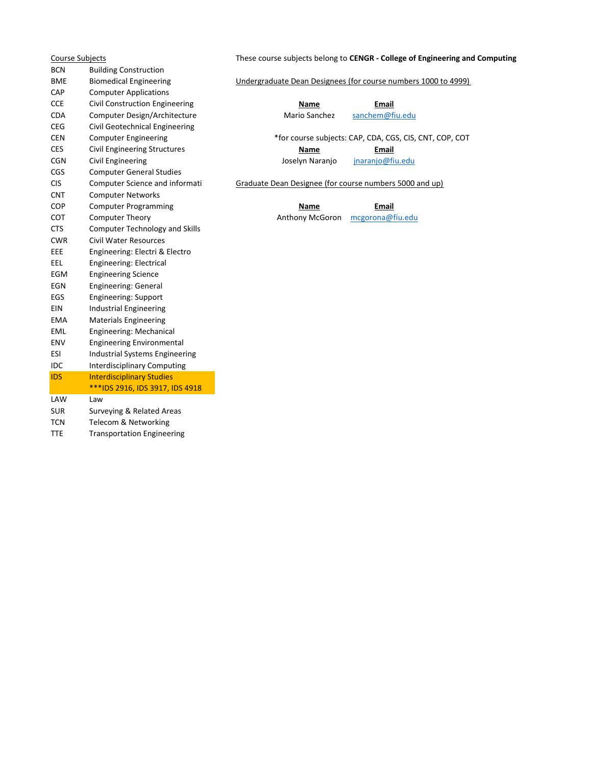Course Subjects

| Code | Subject |
|---|---|
| BCN | Building Construction |
| BME | Biomedical Engineering |
| CAP | Computer Applications |
| CCE | Civil Construction Engineering |
| CDA | Computer Design/Architecture |
| CEG | Civil Geotechnical Engineering |
| CEN | Computer Engineering |
| CES | Civil Engineering Structures |
| CGN | Civil Engineering |
| CGS | Computer General Studies |
| CIS | Computer Science and informati |
| CNT | Computer Networks |
| COP | Computer Programming |
| COT | Computer Theory |
| CTS | Computer Technology and Skills |
| CWR | Civil Water Resources |
| EEE | Engineering: Electri & Electro |
| EEL | Engineering: Electrical |
| EGM | Engineering Science |
| EGN | Engineering: General |
| EGS | Engineering: Support |
| EIN | Industrial Engineering |
| EMA | Materials Engineering |
| EML | Engineering: Mechanical |
| ENV | Engineering Environmental |
| ESI | Industrial Systems Engineering |
| IDC | Interdisciplinary Computing |
| IDS | Interdisciplinary Studies ***IDS 2916, IDS 3917, IDS 4918 |
| LAW | Law |
| SUR | Surveying & Related Areas |
| TCN | Telecom & Networking |
| TTE | Transportation Engineering |

These course subjects belong to **CENGR - College of Engineering and Computing**

Undergraduate Dean Designees (for course numbers 1000 to 4999)

| Name | Email |
|---|---|
| Mario Sanchez | sanchem@fiu.edu |

*for course subjects: CAP, CDA, CGS, CIS, CNT, COP, COT

| Name | Email |
|---|---|
| Joselyn Naranjo | jnaranjo@fiu.edu |

Graduate Dean Designee (for course numbers 5000 and up)

| Name | Email |
|---|---|
| Anthony McGoron | mcgorona@fiu.edu |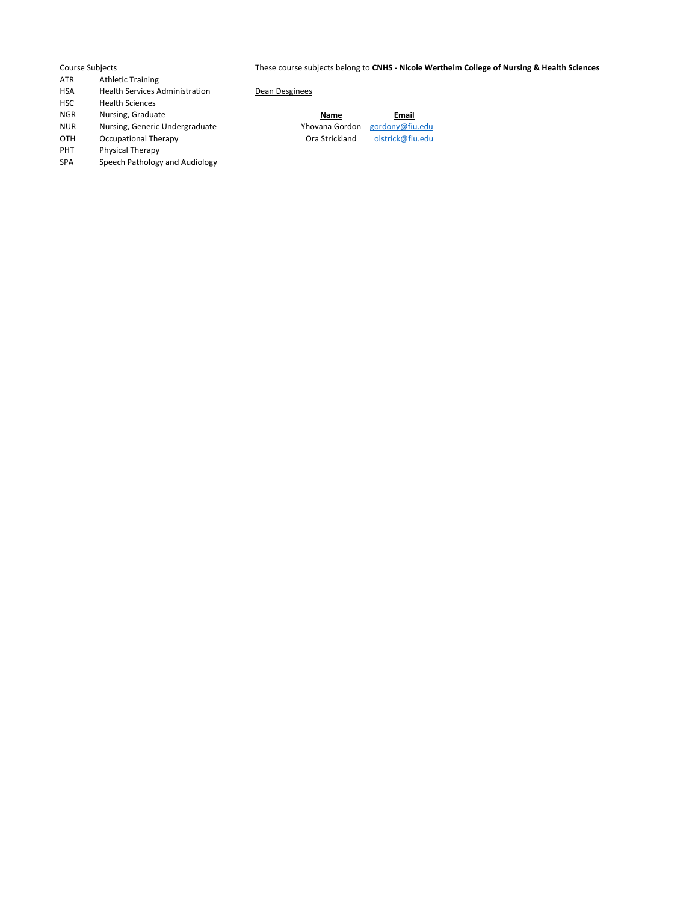Course Subjects

| | |
|---|---|
| ATR | Athletic Training |
| HSA | Health Services Administration |
| HSC | Health Sciences |
| NGR | Nursing, Graduate |
| NUR | Nursing, Generic Undergraduate |
| OTH | Occupational Therapy |
| PHT | Physical Therapy |
| SPA | Speech Pathology and Audiology |

These course subjects belong to **CNHS - Nicole Wertheim College of Nursing & Health Sciences**

Dean Desginees

| Name | Email |
|---|---|
| Yhovana Gordon | gordony@fiu.edu |
| Ora Strickland | olstrick@fiu.edu |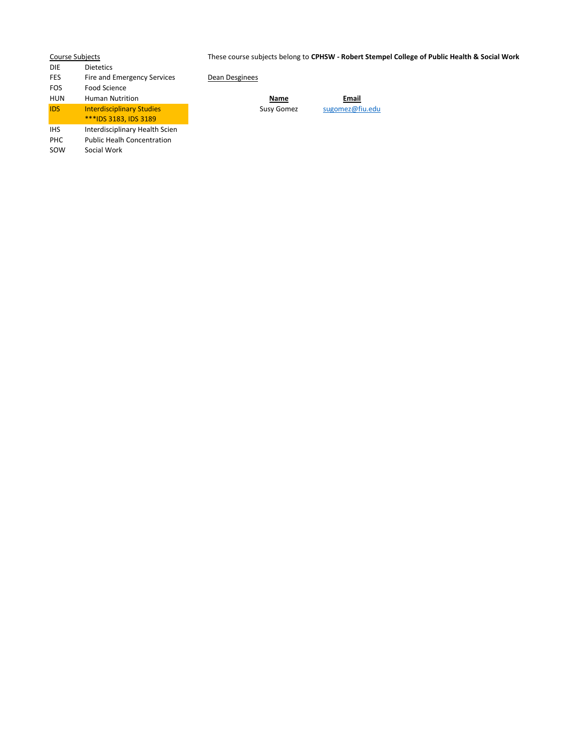These course subjects belong to **CPHSW - Robert Stempel College of Public Health & Social Work**

Course Subjects

| | |
|---|---|
| DIE | Dietetics |
| FES | Fire and Emergency Services |
| FOS | Food Science |
| HUN | Human Nutrition |
| IDS | Interdisciplinary Studies<br>***IDS 3183, IDS 3189 |
| IHS | Interdisciplinary Health Scien |
| PHC | Public Healh Concentration |
| SOW | Social Work |

Dean Desginees

| Name | Email |
|---|---|
| Susy Gomez | sugomez@fiu.edu |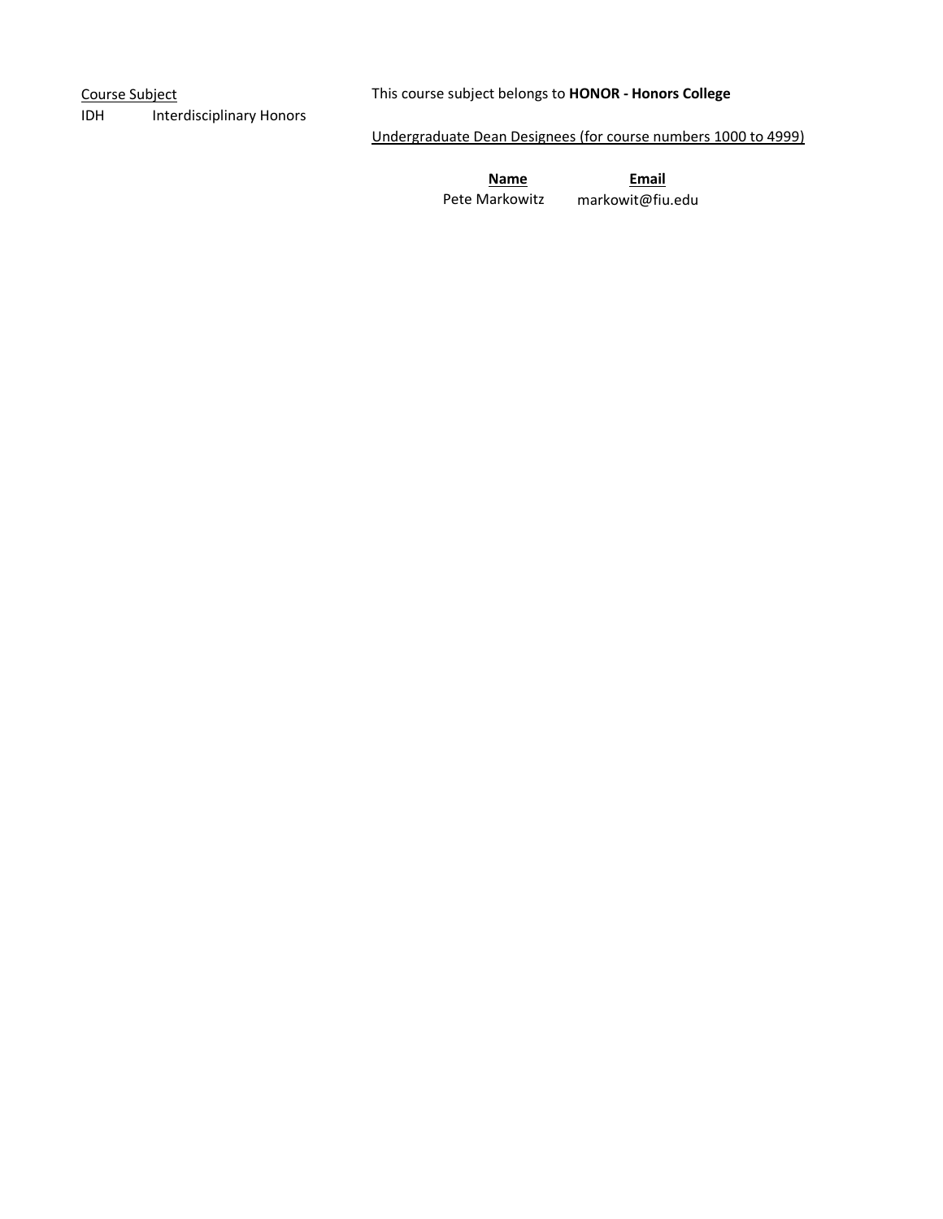Course Subject

IDH	Interdisciplinary Honors

This course subject belongs to **HONOR - Honors College**

Undergraduate Dean Designees (for course numbers 1000 to 4999)

| Name | Email |
| --- | --- |
| Pete Markowitz | markowit@fiu.edu |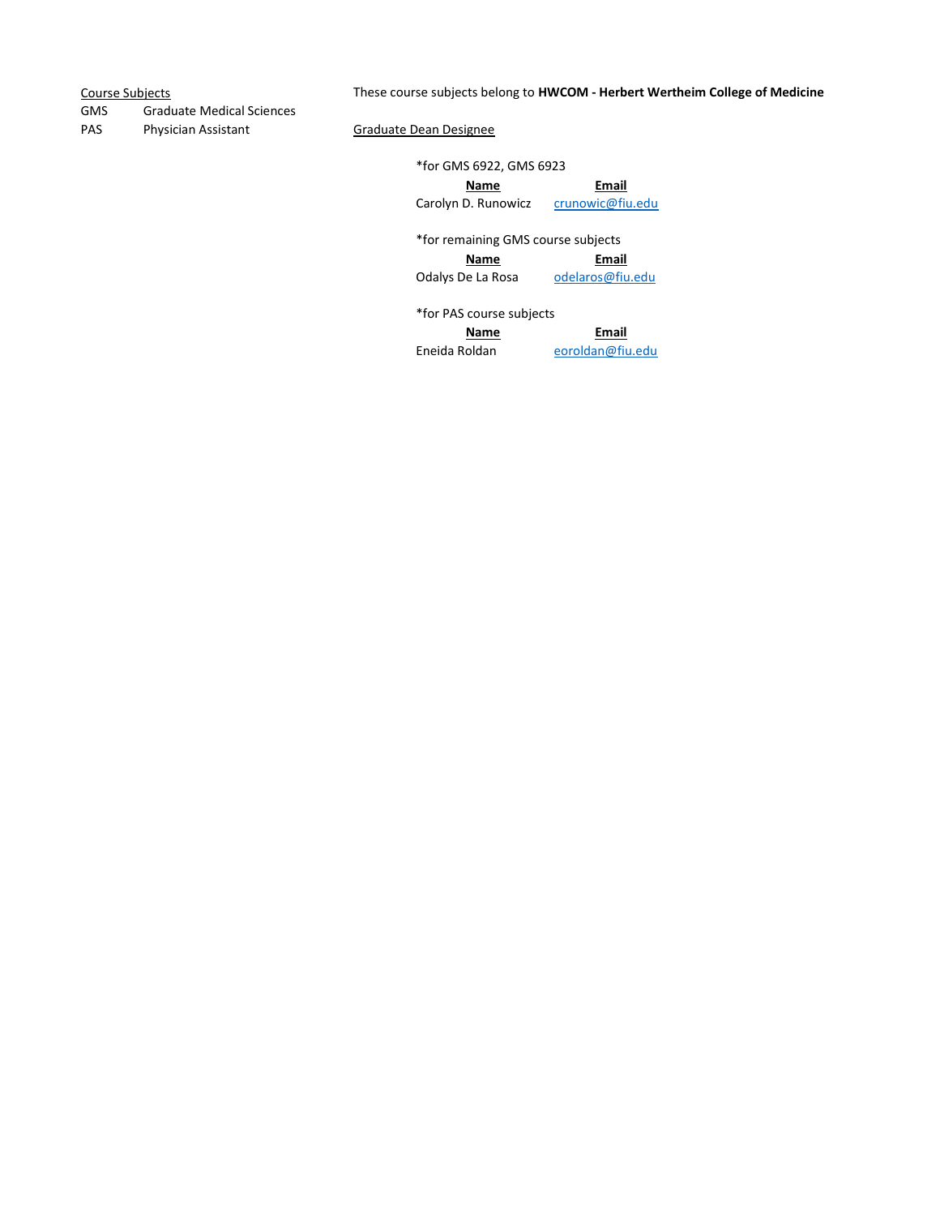Course Subjects

| | |
|---|---|
| GMS | Graduate Medical Sciences |
| PAS | Physician Assistant |

These course subjects belong to **HWCOM - Herbert Wertheim College of Medicine**

Graduate Dean Designee

*for GMS 6922, GMS 6923

| **Name** | **Email** |
|---|---|
| Carolyn D. Runowicz | crunowic@fiu.edu |

*for remaining GMS course subjects

| **Name** | **Email** |
|---|---|
| Odalys De La Rosa | odelaros@fiu.edu |

*for PAS course subjects

| **Name** | **Email** |
|---|---|
| Eneida Roldan | eoroldan@fiu.edu |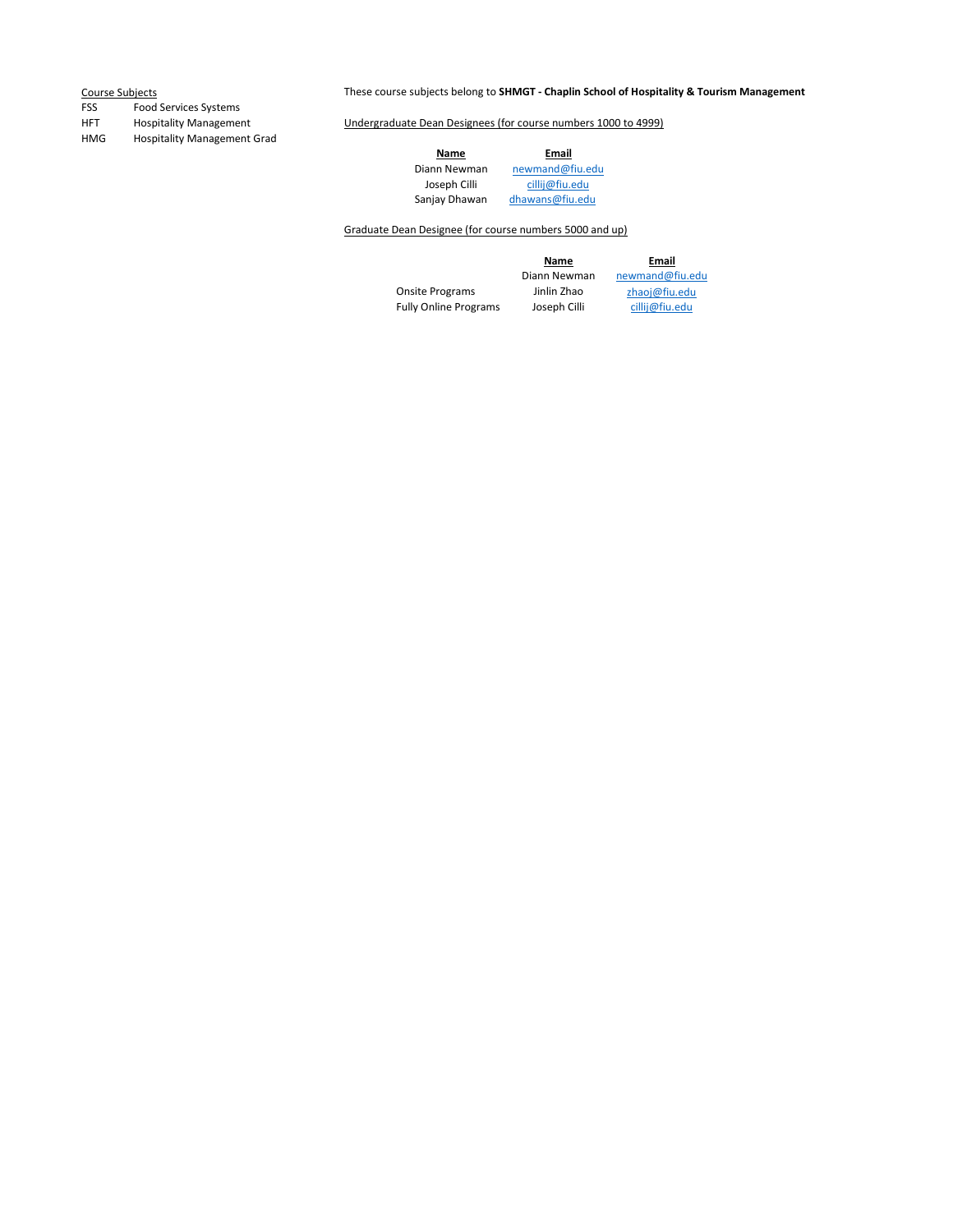Course Subjects

| | |
|---|---|
| FSS | Food Services Systems |
| HFT | Hospitality Management |
| HMG | Hospitality Management Grad |

These course subjects belong to **SHMGT - Chaplin School of Hospitality & Tourism Management**

Undergraduate Dean Designees (for course numbers 1000 to 4999)

| Name | Email |
|---|---|
| Diann Newman | newmand@fiu.edu |
| Joseph Cilli | cillij@fiu.edu |
| Sanjay Dhawan | dhawans@fiu.edu |

Graduate Dean Designee (for course numbers 5000 and up)

| | Name | Email |
|---|---|---|
| | Diann Newman | newmand@fiu.edu |
| Onsite Programs | Jinlin Zhao | zhaoj@fiu.edu |
| Fully Online Programs | Joseph Cilli | cillij@fiu.edu |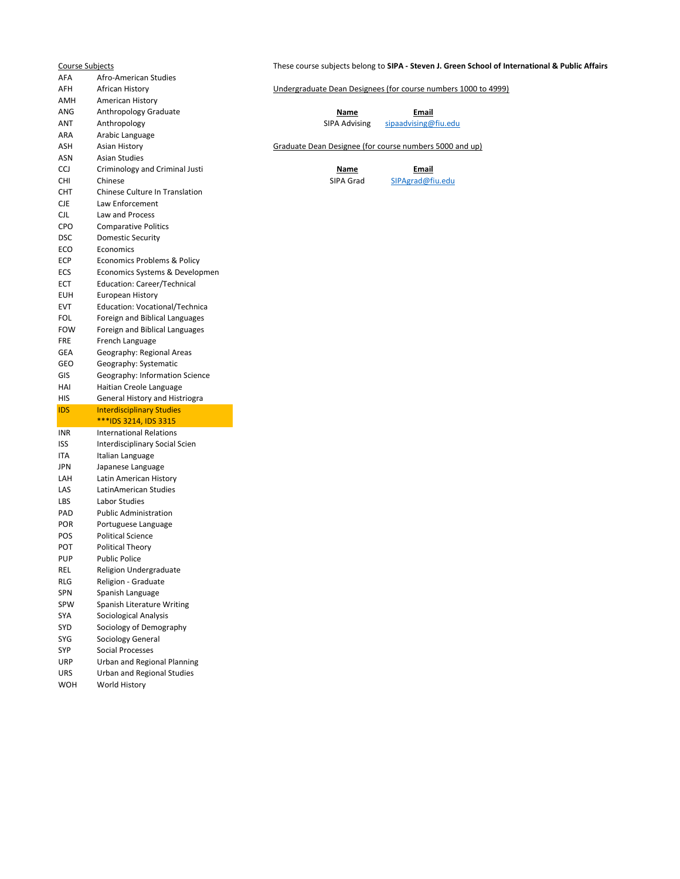| Course Subjects | |
|---|---|
| AFA | Afro-American Studies |
| AFH | African History |
| AMH | American History |
| ANG | Anthropology Graduate |
| ANT | Anthropology |
| ARA | Arabic Language |
| ASH | Asian History |
| ASN | Asian Studies |
| CCJ | Criminology and Criminal Justi |
| CHI | Chinese |
| CHT | Chinese Culture In Translation |
| CJE | Law Enforcement |
| CJL | Law and Process |
| CPO | Comparative Politics |
| DSC | Domestic Security |
| ECO | Economics |
| ECP | Economics Problems & Policy |
| ECS | Economics Systems & Developmen |
| ECT | Education: Career/Technical |
| EUH | European History |
| EVT | Education: Vocational/Technica |
| FOL | Foreign and Biblical Languages |
| FOW | Foreign and Biblical Languages |
| FRE | French Language |
| GEA | Geography: Regional Areas |
| GEO | Geography: Systematic |
| GIS | Geography: Information Science |
| HAI | Haitian Creole Language |
| HIS | General History and Histriogra |
| IDS | Interdisciplinary Studies ***IDS 3214, IDS 3315 |
| INR | International Relations |
| ISS | Interdisciplinary Social Scien |
| ITA | Italian Language |
| JPN | Japanese Language |
| LAH | Latin American History |
| LAS | LatinAmerican Studies |
| LBS | Labor Studies |
| PAD | Public Administration |
| POR | Portuguese Language |
| POS | Political Science |
| POT | Political Theory |
| PUP | Public Police |
| REL | Religion Undergraduate |
| RLG | Religion - Graduate |
| SPN | Spanish Language |
| SPW | Spanish Literature Writing |
| SYA | Sociological Analysis |
| SYD | Sociology of Demography |
| SYG | Sociology General |
| SYP | Social Processes |
| URP | Urban and Regional Planning |
| URS | Urban and Regional Studies |
| WOH | World History |

These course subjects belong to **SIPA - Steven J. Green School of International & Public Affairs**

Undergraduate Dean Designees (for course numbers 1000 to 4999)

| Name | Email |
|---|---|
| SIPA Advising | sipaadvising@fiu.edu |

Graduate Dean Designee (for course numbers 5000 and up)

| Name | Email |
|---|---|
| SIPA Grad | SIPAgrad@fiu.edu |